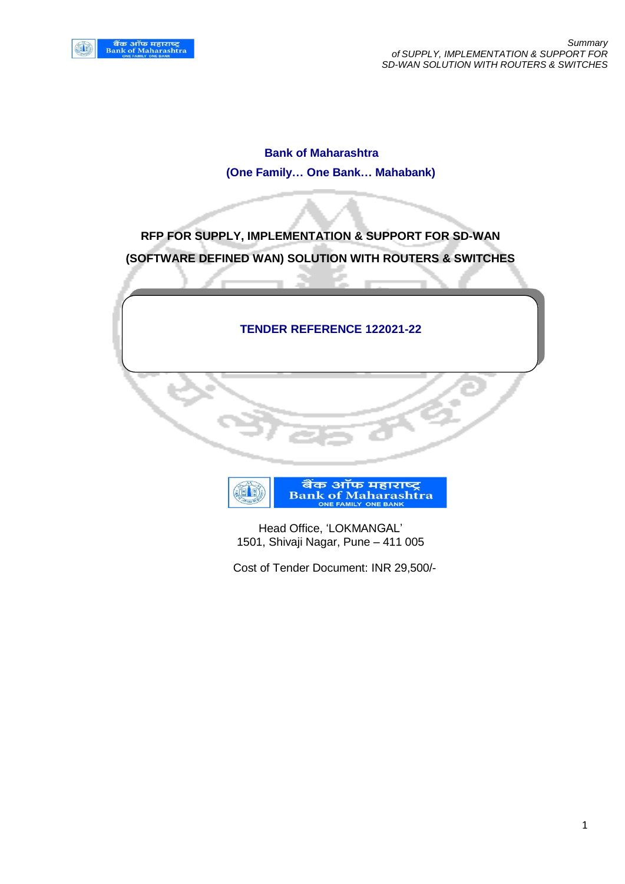**Bank of Maharashtra**

**(One Family… One Bank… Mahabank)**

# RFP FOR SUPPLY, IMPLEMENTATION & SUPPORT FOR SD-WAN (SOFTWARE DEFINED WAN) SOLUTION WITH ROUTERS & SWITCHES

**TENDER REFERENCE 122021-22**

बैंक ऑफ महाराष्ट्र
Bank of Maharashtra
ONE FAMILY ONE BANK

Head Office, 'LOKMANGAL'
1501, Shivaji Nagar, Pune – 411 005

Cost of Tender Document: INR 29,500/-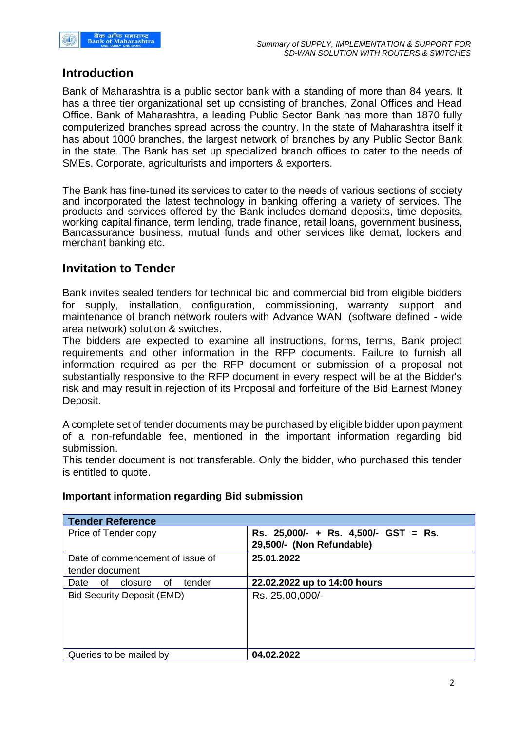## Introduction

Bank of Maharashtra is a public sector bank with a standing of more than 84 years. It has a three tier organizational set up consisting of branches, Zonal Offices and Head Office. Bank of Maharashtra, a leading Public Sector Bank has more than 1870 fully computerized branches spread across the country. In the state of Maharashtra itself it has about 1000 branches, the largest network of branches by any Public Sector Bank in the state. The Bank has set up specialized branch offices to cater to the needs of SMEs, Corporate, agriculturists and importers & exporters.

The Bank has fine-tuned its services to cater to the needs of various sections of society and incorporated the latest technology in banking offering a variety of services. The products and services offered by the Bank includes demand deposits, time deposits, working capital finance, term lending, trade finance, retail loans, government business, Bancassurance business, mutual funds and other services like demat, lockers and merchant banking etc.

## Invitation to Tender

Bank invites sealed tenders for technical bid and commercial bid from eligible bidders for supply, installation, configuration, commissioning, warranty support and maintenance of branch network routers with Advance WAN (software defined - wide area network) solution & switches.

The bidders are expected to examine all instructions, forms, terms, Bank project requirements and other information in the RFP documents. Failure to furnish all information required as per the RFP document or submission of a proposal not substantially responsive to the RFP document in every respect will be at the Bidder's risk and may result in rejection of its Proposal and forfeiture of the Bid Earnest Money Deposit.

A complete set of tender documents may be purchased by eligible bidder upon payment of a non-refundable fee, mentioned in the important information regarding bid submission.

This tender document is not transferable. Only the bidder, who purchased this tender is entitled to quote.

### Important information regarding Bid submission

| **Tender Reference** | |
|---|---|
| Price of Tender copy | **Rs. 25,000/- + Rs. 4,500/- GST = Rs. 29,500/- (Non Refundable)** |
| Date of commencement of issue of tender document | **25.01.2022** |
| Date of closure of tender | **22.02.2022 up to 14:00 hours** |
| Bid Security Deposit (EMD) | Rs. 25,00,000/- |
| Queries to be mailed by | **04.02.2022** |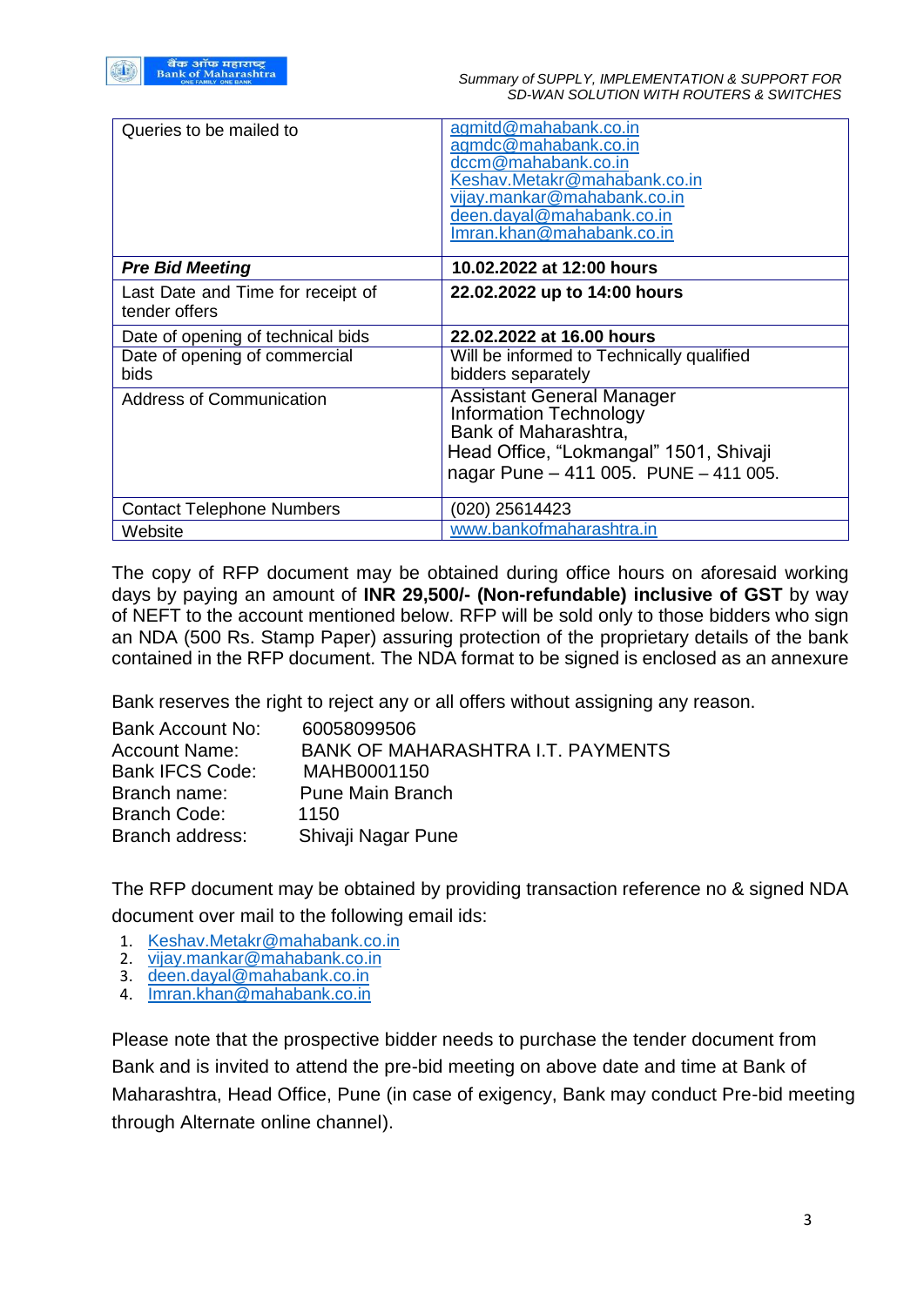| Queries to be mailed to | agmitd@mahabank.co.in<br>agmdc@mahabank.co.in<br>dccm@mahabank.co.in<br>Keshav.Metakr@mahabank.co.in<br>vijay.mankar@mahabank.co.in<br>deen.dayal@mahabank.co.in<br>Imran.khan@mahabank.co.in |
|---|---|
| ***Pre Bid Meeting*** | **10.02.2022 at 12:00 hours** |
| Last Date and Time for receipt of tender offers | **22.02.2022 up to 14:00 hours** |
| Date of opening of technical bids | **22.02.2022 at 16.00 hours** |
| Date of opening of commercial bids | Will be informed to Technically qualified bidders separately |
| Address of Communication | Assistant General Manager<br>Information Technology<br>Bank of Maharashtra,<br>Head Office, “Lokmangal” 1501, Shivaji nagar Pune – 411 005. PUNE – 411 005. |
| Contact Telephone Numbers | (020) 25614423 |
| Website | www.bankofmaharashtra.in |

The copy of RFP document may be obtained during office hours on aforesaid working days by paying an amount of **INR 29,500/- (Non-refundable) inclusive of GST** by way of NEFT to the account mentioned below. RFP will be sold only to those bidders who sign an NDA (500 Rs. Stamp Paper) assuring protection of the proprietary details of the bank contained in the RFP document. The NDA format to be signed is enclosed as an annexure

Bank reserves the right to reject any or all offers without assigning any reason.

Bank Account No: 60058099506
Account Name: BANK OF MAHARASHTRA I.T. PAYMENTS
Bank IFCS Code: MAHB0001150
Branch name: Pune Main Branch
Branch Code: 1150
Branch address: Shivaji Nagar Pune

The RFP document may be obtained by providing transaction reference no & signed NDA document over mail to the following email ids:

1. Keshav.Metakr@mahabank.co.in
2. vijay.mankar@mahabank.co.in
3. deen.dayal@mahabank.co.in
4. Imran.khan@mahabank.co.in

Please note that the prospective bidder needs to purchase the tender document from Bank and is invited to attend the pre-bid meeting on above date and time at Bank of Maharashtra, Head Office, Pune (in case of exigency, Bank may conduct Pre-bid meeting through Alternate online channel).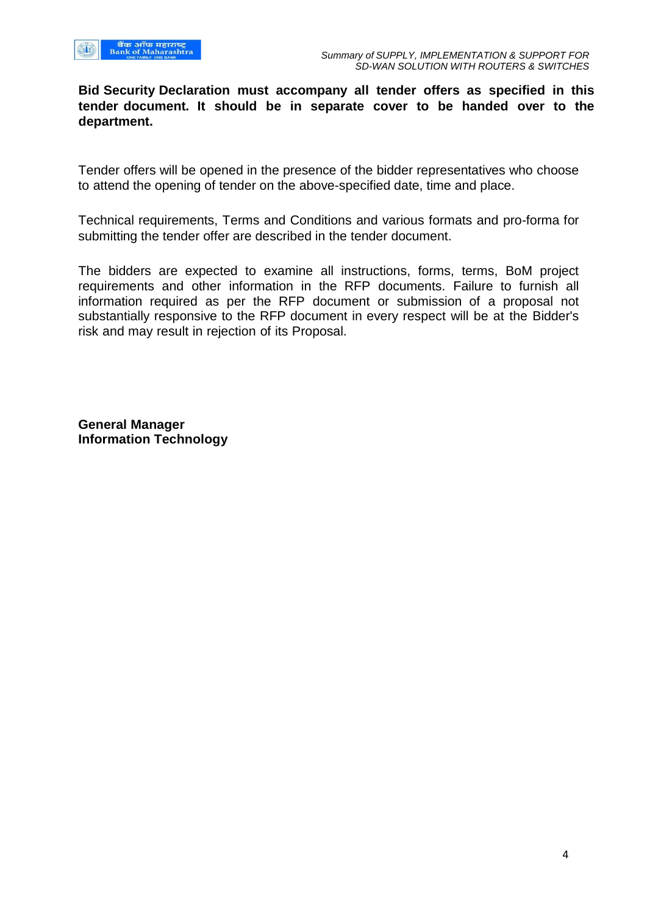**Bid Security Declaration must accompany all tender offers as specified in this tender document. It should be in separate cover to be handed over to the department.**

Tender offers will be opened in the presence of the bidder representatives who choose to attend the opening of tender on the above-specified date, time and place.

Technical requirements, Terms and Conditions and various formats and pro-forma for submitting the tender offer are described in the tender document.

The bidders are expected to examine all instructions, forms, terms, BoM project requirements and other information in the RFP documents. Failure to furnish all information required as per the RFP document or submission of a proposal not substantially responsive to the RFP document in every respect will be at the Bidder's risk and may result in rejection of its Proposal.

**General Manager**
**Information Technology**